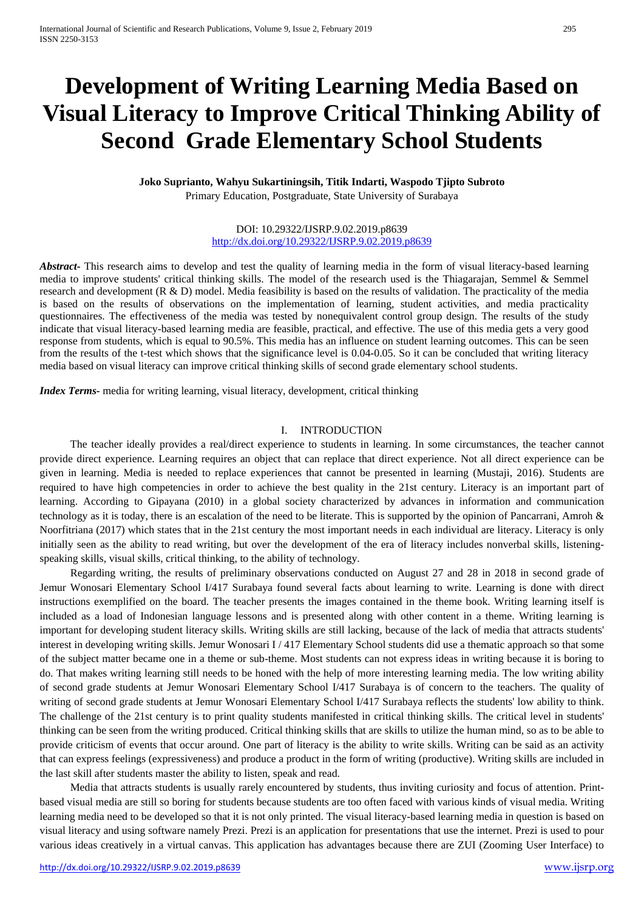# Development of Writing Learning Media Based on Visual Literacy to Improve Critical Thinking Ability of Second Grade Elementary School Students

**Joko Suprianto, Wahyu Sukartiningsih, Titik Indarti, Waspodo Tjipto Subroto**

Primary Education, Postgraduate, State University of Surabaya

DOI: 10.29322/IJSRP.9.02.2019.p8639
http://dx.doi.org/10.29322/IJSRP.9.02.2019.p8639

***Abstract-*** This research aims to develop and test the quality of learning media in the form of visual literacy-based learning media to improve students' critical thinking skills. The model of the research used is the Thiagarajan, Semmel & Semmel research and development (R & D) model. Media feasibility is based on the results of validation. The practicality of the media is based on the results of observations on the implementation of learning, student activities, and media practicality questionnaires. The effectiveness of the media was tested by nonequivalent control group design. The results of the study indicate that visual literacy-based learning media are feasible, practical, and effective. The use of this media gets a very good response from students, which is equal to 90.5%. This media has an influence on student learning outcomes. This can be seen from the results of the t-test which shows that the significance level is 0.04-0.05. So it can be concluded that writing literacy media based on visual literacy can improve critical thinking skills of second grade elementary school students.

***Index Terms-*** media for writing learning, visual literacy, development, critical thinking

## I. INTRODUCTION

The teacher ideally provides a real/direct experience to students in learning. In some circumstances, the teacher cannot provide direct experience. Learning requires an object that can replace that direct experience. Not all direct experience can be given in learning. Media is needed to replace experiences that cannot be presented in learning (Mustaji, 2016). Students are required to have high competencies in order to achieve the best quality in the 21st century. Literacy is an important part of learning. According to Gipayana (2010) in a global society characterized by advances in information and communication technology as it is today, there is an escalation of the need to be literate. This is supported by the opinion of Pancarrani, Amroh & Noorfitriana (2017) which states that in the 21st century the most important needs in each individual are literacy. Literacy is only initially seen as the ability to read writing, but over the development of the era of literacy includes nonverbal skills, listening-speaking skills, visual skills, critical thinking, to the ability of technology.

Regarding writing, the results of preliminary observations conducted on August 27 and 28 in 2018 in second grade of Jemur Wonosari Elementary School I/417 Surabaya found several facts about learning to write. Learning is done with direct instructions exemplified on the board. The teacher presents the images contained in the theme book. Writing learning itself is included as a load of Indonesian language lessons and is presented along with other content in a theme. Writing learning is important for developing student literacy skills. Writing skills are still lacking, because of the lack of media that attracts students' interest in developing writing skills. Jemur Wonosari I / 417 Elementary School students did use a thematic approach so that some of the subject matter became one in a theme or sub-theme. Most students can not express ideas in writing because it is boring to do. That makes writing learning still needs to be honed with the help of more interesting learning media. The low writing ability of second grade students at Jemur Wonosari Elementary School I/417 Surabaya is of concern to the teachers. The quality of writing of second grade students at Jemur Wonosari Elementary School I/417 Surabaya reflects the students' low ability to think. The challenge of the 21st century is to print quality students manifested in critical thinking skills. The critical level in students' thinking can be seen from the writing produced. Critical thinking skills that are skills to utilize the human mind, so as to be able to provide criticism of events that occur around. One part of literacy is the ability to write skills. Writing can be said as an activity that can express feelings (expressiveness) and produce a product in the form of writing (productive). Writing skills are included in the last skill after students master the ability to listen, speak and read.

Media that attracts students is usually rarely encountered by students, thus inviting curiosity and focus of attention. Print-based visual media are still so boring for students because students are too often faced with various kinds of visual media. Writing learning media need to be developed so that it is not only printed. The visual literacy-based learning media in question is based on visual literacy and using software namely Prezi. Prezi is an application for presentations that use the internet. Prezi is used to pour various ideas creatively in a virtual canvas. This application has advantages because there are ZUI (Zooming User Interface) to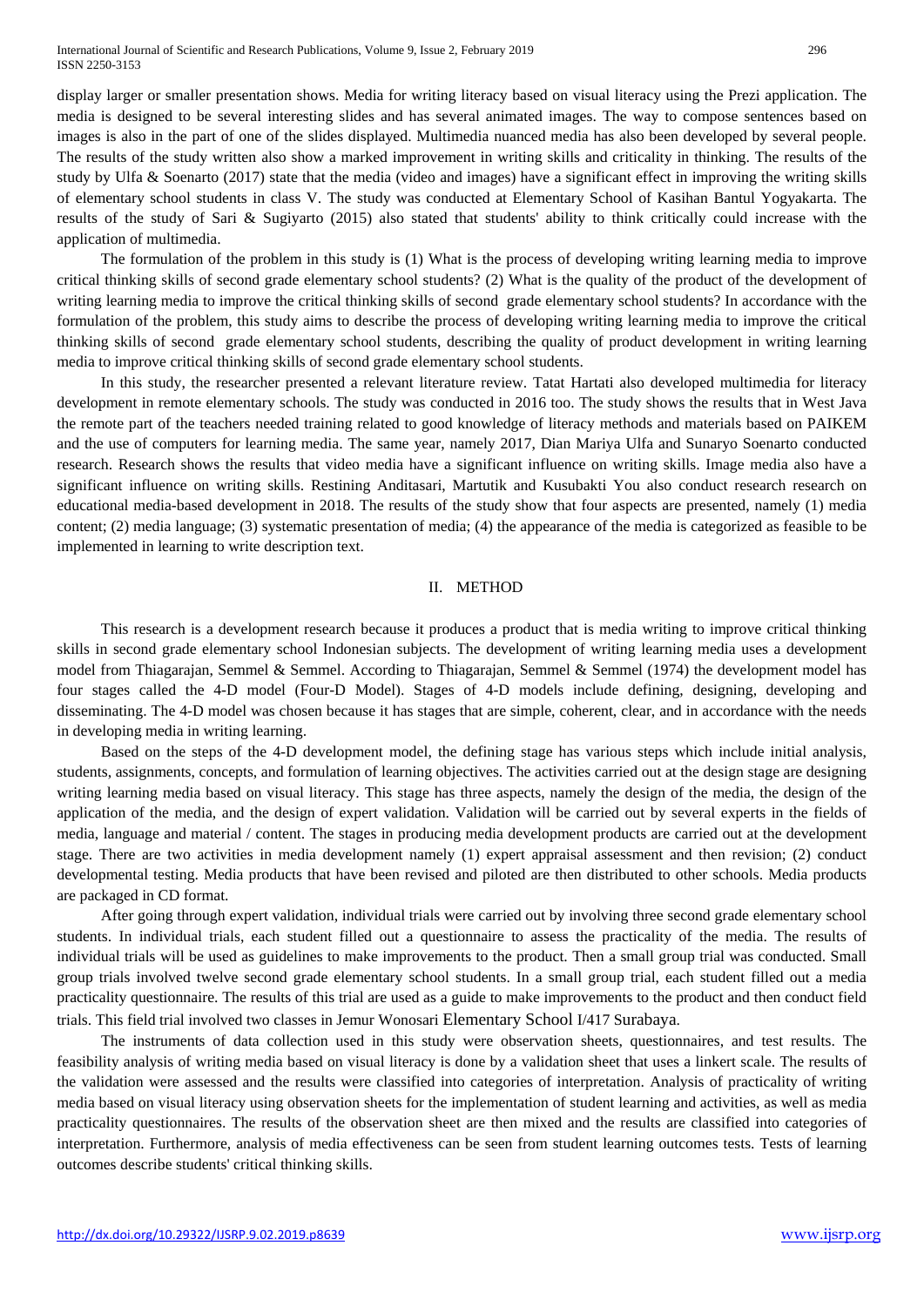display larger or smaller presentation shows. Media for writing literacy based on visual literacy using the Prezi application. The media is designed to be several interesting slides and has several animated images. The way to compose sentences based on images is also in the part of one of the slides displayed. Multimedia nuanced media has also been developed by several people. The results of the study written also show a marked improvement in writing skills and criticality in thinking. The results of the study by Ulfa & Soenarto (2017) state that the media (video and images) have a significant effect in improving the writing skills of elementary school students in class V. The study was conducted at Elementary School of Kasihan Bantul Yogyakarta. The results of the study of Sari & Sugiyarto (2015) also stated that students' ability to think critically could increase with the application of multimedia.

The formulation of the problem in this study is (1) What is the process of developing writing learning media to improve critical thinking skills of second grade elementary school students? (2) What is the quality of the product of the development of writing learning media to improve the critical thinking skills of second grade elementary school students? In accordance with the formulation of the problem, this study aims to describe the process of developing writing learning media to improve the critical thinking skills of second grade elementary school students, describing the quality of product development in writing learning media to improve critical thinking skills of second grade elementary school students.

In this study, the researcher presented a relevant literature review. Tatat Hartati also developed multimedia for literacy development in remote elementary schools. The study was conducted in 2016 too. The study shows the results that in West Java the remote part of the teachers needed training related to good knowledge of literacy methods and materials based on PAIKEM and the use of computers for learning media. The same year, namely 2017, Dian Mariya Ulfa and Sunaryo Soenarto conducted research. Research shows the results that video media have a significant influence on writing skills. Image media also have a significant influence on writing skills. Restining Anditasari, Martutik and Kusubakti You also conduct research research on educational media-based development in 2018. The results of the study show that four aspects are presented, namely (1) media content; (2) media language; (3) systematic presentation of media; (4) the appearance of the media is categorized as feasible to be implemented in learning to write description text.

## II. METHOD

This research is a development research because it produces a product that is media writing to improve critical thinking skills in second grade elementary school Indonesian subjects. The development of writing learning media uses a development model from Thiagarajan, Semmel & Semmel. According to Thiagarajan, Semmel & Semmel (1974) the development model has four stages called the 4-D model (Four-D Model). Stages of 4-D models include defining, designing, developing and disseminating. The 4-D model was chosen because it has stages that are simple, coherent, clear, and in accordance with the needs in developing media in writing learning.

Based on the steps of the 4-D development model, the defining stage has various steps which include initial analysis, students, assignments, concepts, and formulation of learning objectives. The activities carried out at the design stage are designing writing learning media based on visual literacy. This stage has three aspects, namely the design of the media, the design of the application of the media, and the design of expert validation. Validation will be carried out by several experts in the fields of media, language and material / content. The stages in producing media development products are carried out at the development stage. There are two activities in media development namely (1) expert appraisal assessment and then revision; (2) conduct developmental testing. Media products that have been revised and piloted are then distributed to other schools. Media products are packaged in CD format.

After going through expert validation, individual trials were carried out by involving three second grade elementary school students. In individual trials, each student filled out a questionnaire to assess the practicality of the media. The results of individual trials will be used as guidelines to make improvements to the product. Then a small group trial was conducted. Small group trials involved twelve second grade elementary school students. In a small group trial, each student filled out a media practicality questionnaire. The results of this trial are used as a guide to make improvements to the product and then conduct field trials. This field trial involved two classes in Jemur Wonosari Elementary School I/417 Surabaya.

The instruments of data collection used in this study were observation sheets, questionnaires, and test results. The feasibility analysis of writing media based on visual literacy is done by a validation sheet that uses a linkert scale. The results of the validation were assessed and the results were classified into categories of interpretation. Analysis of practicality of writing media based on visual literacy using observation sheets for the implementation of student learning and activities, as well as media practicality questionnaires. The results of the observation sheet are then mixed and the results are classified into categories of interpretation. Furthermore, analysis of media effectiveness can be seen from student learning outcomes tests. Tests of learning outcomes describe students' critical thinking skills.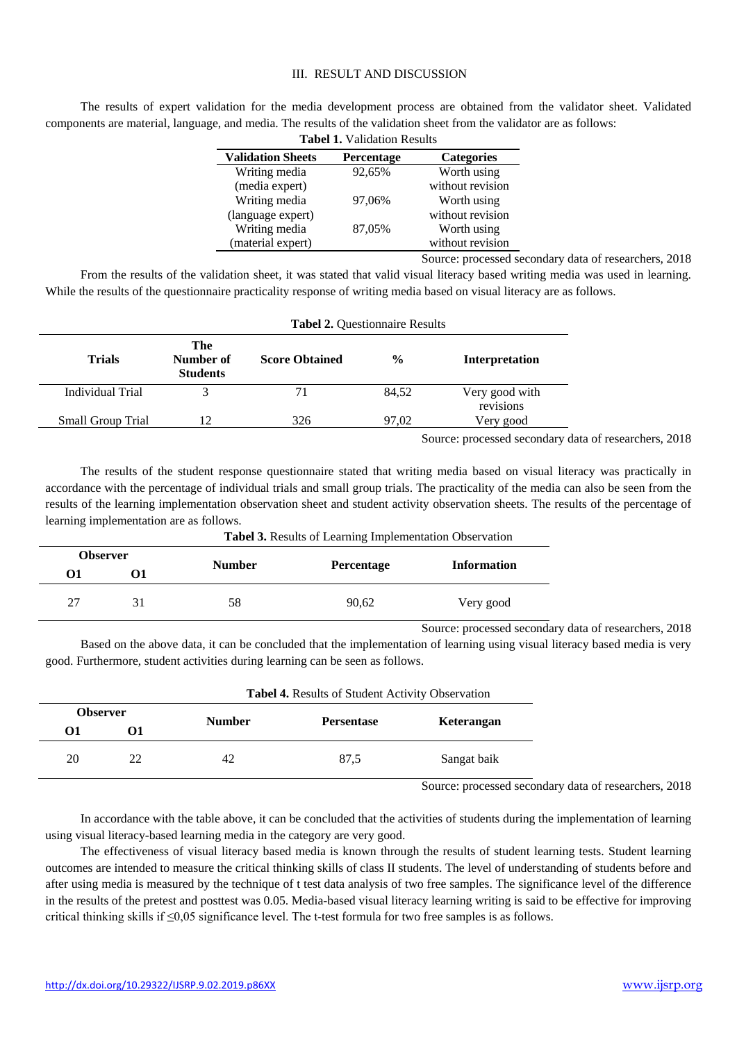## III. RESULT AND DISCUSSION

The results of expert validation for the media development process are obtained from the validator sheet. Validated components are material, language, and media. The results of the validation sheet from the validator are as follows:

**Tabel 1.** Validation Results

| Validation Sheets | Percentage | Categories |
|---|---|---|
| Writing media (media expert) | 92,65% | Worth using without revision |
| Writing media (language expert) | 97,06% | Worth using without revision |
| Writing media (material expert) | 87,05% | Worth using without revision |

Source: processed secondary data of researchers, 2018

From the results of the validation sheet, it was stated that valid visual literacy based writing media was used in learning. While the results of the questionnaire practicality response of writing media based on visual literacy are as follows:

**Tabel 2.** Questionnaire Results

| Trials | The Number of Students | Score Obtained | % | Interpretation |
|---|---|---|---|---|
| Individual Trial | 3 | 71 | 84,52 | Very good with revisions |
| Small Group Trial | 12 | 326 | 97,02 | Very good |

Source: processed secondary data of researchers, 2018

The results of the student response questionnaire stated that writing media based on visual literacy was practically in accordance with the percentage of individual trials and small group trials. The practicality of the media can also be seen from the results of the learning implementation observation sheet and student activity observation sheets. The results of the percentage of learning implementation are as follows.

**Tabel 3.** Results of Learning Implementation Observation

| Observer | | Number | Percentage | Information |
|---|---|---|---|---|
| O1 | O1 | | | |
| 27 | 31 | 58 | 90,62 | Very good |

Source: processed secondary data of researchers, 2018

Based on the above data, it can be concluded that the implementation of learning using visual literacy based media is very good. Furthermore, student activities during learning can be seen as follows.

**Tabel 4.** Results of Student Activity Observation

| Observer | | Number | Persentase | Keterangan |
|---|---|---|---|---|
| O1 | O1 | | | |
| 20 | 22 | 42 | 87,5 | Sangat baik |

Source: processed secondary data of researchers, 2018

In accordance with the table above, it can be concluded that the activities of students during the implementation of learning using visual literacy-based learning media in the category are very good.

The effectiveness of visual literacy based media is known through the results of student learning tests. Student learning outcomes are intended to measure the critical thinking skills of class II students. The level of understanding of students before and after using media is measured by the technique of t test data analysis of two free samples. The significance level of the difference in the results of the pretest and posttest was 0.05. Media-based visual literacy learning writing is said to be effective for improving critical thinking skills if $\leq 0,05$ significance level. The t-test formula for two free samples is as follows.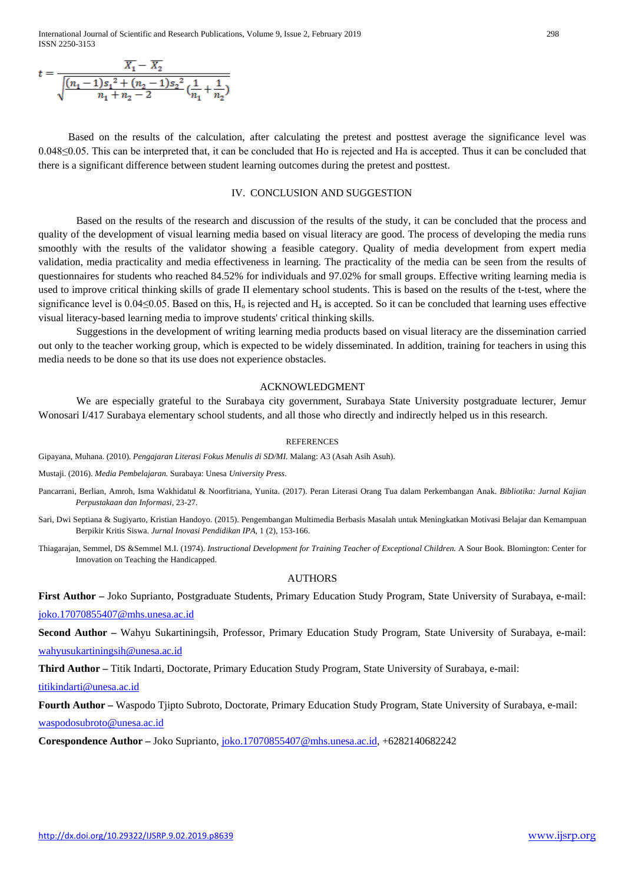$$t = \frac{\overline{X_1} - \overline{X_2}}{\sqrt{\frac{(n_1-1)s_1^2 + (n_2-1)s_2^2}{n_1+n_2-2}\left(\frac{1}{n_1}+\frac{1}{n_2}\right)}}$$

Based on the results of the calculation, after calculating the pretest and posttest average the significance level was $0.048 \leq 0.05$. This can be interpreted that, it can be concluded that Ho is rejected and Ha is accepted. Thus it can be concluded that there is a significant difference between student learning outcomes during the pretest and posttest.

## IV. CONCLUSION AND SUGGESTION

Based on the results of the research and discussion of the results of the study, it can be concluded that the process and quality of the development of visual learning media based on visual literacy are good. The process of developing the media runs smoothly with the results of the validator showing a feasible category. Quality of media development from expert media validation, media practicality and media effectiveness in learning. The practicality of the media can be seen from the results of questionnaires for students who reached 84.52% for individuals and 97.02% for small groups. Effective writing learning media is used to improve critical thinking skills of grade II elementary school students. This is based on the results of the t-test, where the significance level is $0.04 \leq 0.05$. Based on this, $H_o$ is rejected and $H_a$ is accepted. So it can be concluded that learning uses effective visual literacy-based learning media to improve students' critical thinking skills.

Suggestions in the development of writing learning media products based on visual literacy are the dissemination carried out only to the teacher working group, which is expected to be widely disseminated. In addition, training for teachers in using this media needs to be done so that its use does not experience obstacles.

## ACKNOWLEDGMENT

We are especially grateful to the Surabaya city government, Surabaya State University postgraduate lecturer, Jemur Wonosari I/417 Surabaya elementary school students, and all those who directly and indirectly helped us in this research.

## REFERENCES

Gipayana, Muhana. (2010). *Pengajaran Literasi Fokus Menulis di SD/MI*. Malang: A3 (Asah Asih Asuh).

Mustaji. (2016). *Media Pembelajaran.* Surabaya: Unesa *University Press*.

Pancarrani, Berlian, Amroh, Isma Wakhidatul & Noorfitriana, Yunita. (2017). Peran Literasi Orang Tua dalam Perkembangan Anak. *Bibliotika: Jurnal Kajian Perpustakaan dan Informasi,* 23-27.

Sari, Dwi Septiana & Sugiyarto, Kristian Handoyo. (2015). Pengembangan Multimedia Berbasis Masalah untuk Meningkatkan Motivasi Belajar dan Kemampuan Berpikir Kritis Siswa. *Jurnal Inovasi Pendidikan IPA*, 1 (2), 153-166.

Thiagarajan, Semmel, DS &Semmel M.I. (1974). *Instructional Development for Training Teacher of Exceptional Children.* A Sour Book. Blomington: Center for Innovation on Teaching the Handicapped.

## AUTHORS

**First Author –** Joko Suprianto, Postgraduate Students, Primary Education Study Program, State University of Surabaya, e-mail: joko.17070855407@mhs.unesa.ac.id

**Second Author –** Wahyu Sukartiningsih, Professor, Primary Education Study Program, State University of Surabaya, e-mail: wahyusukartiningsih@unesa.ac.id

**Third Author –** Titik Indarti, Doctorate, Primary Education Study Program, State University of Surabaya, e-mail: titikindarti@unesa.ac.id

**Fourth Author –** Waspodo Tjipto Subroto, Doctorate, Primary Education Study Program, State University of Surabaya, e-mail: waspodosubroto@unesa.ac.id

**Corespondence Author –** Joko Suprianto, joko.17070855407@mhs.unesa.ac.id, +6282140682242